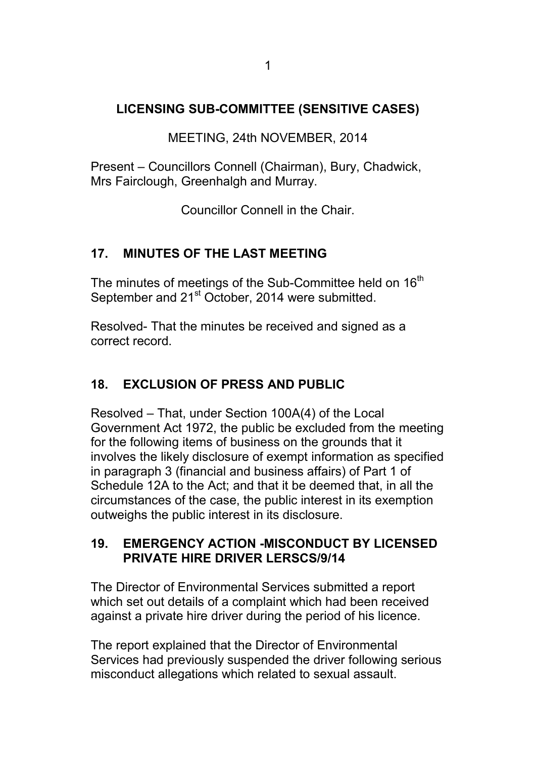# LICENSING SUB-COMMITTEE (SENSITIVE CASES)

MEETING, 24th NOVEMBER, 2014

Present – Councillors Connell (Chairman), Bury, Chadwick, Mrs Fairclough, Greenhalgh and Murray.

Councillor Connell in the Chair.

## 17. MINUTES OF THE LAST MEETING

The minutes of meetings of the Sub-Committee held on 16th September and 21st October, 2014 were submitted.

Resolved- That the minutes be received and signed as a correct record.

## 18. EXCLUSION OF PRESS AND PUBLIC

Resolved – That, under Section 100A(4) of the Local Government Act 1972, the public be excluded from the meeting for the following items of business on the grounds that it involves the likely disclosure of exempt information as specified in paragraph 3 (financial and business affairs) of Part 1 of Schedule 12A to the Act; and that it be deemed that, in all the circumstances of the case, the public interest in its exemption outweighs the public interest in its disclosure.

## 19. EMERGENCY ACTION -MISCONDUCT BY LICENSED PRIVATE HIRE DRIVER LERSCS/9/14

The Director of Environmental Services submitted a report which set out details of a complaint which had been received against a private hire driver during the period of his licence.

The report explained that the Director of Environmental Services had previously suspended the driver following serious misconduct allegations which related to sexual assault.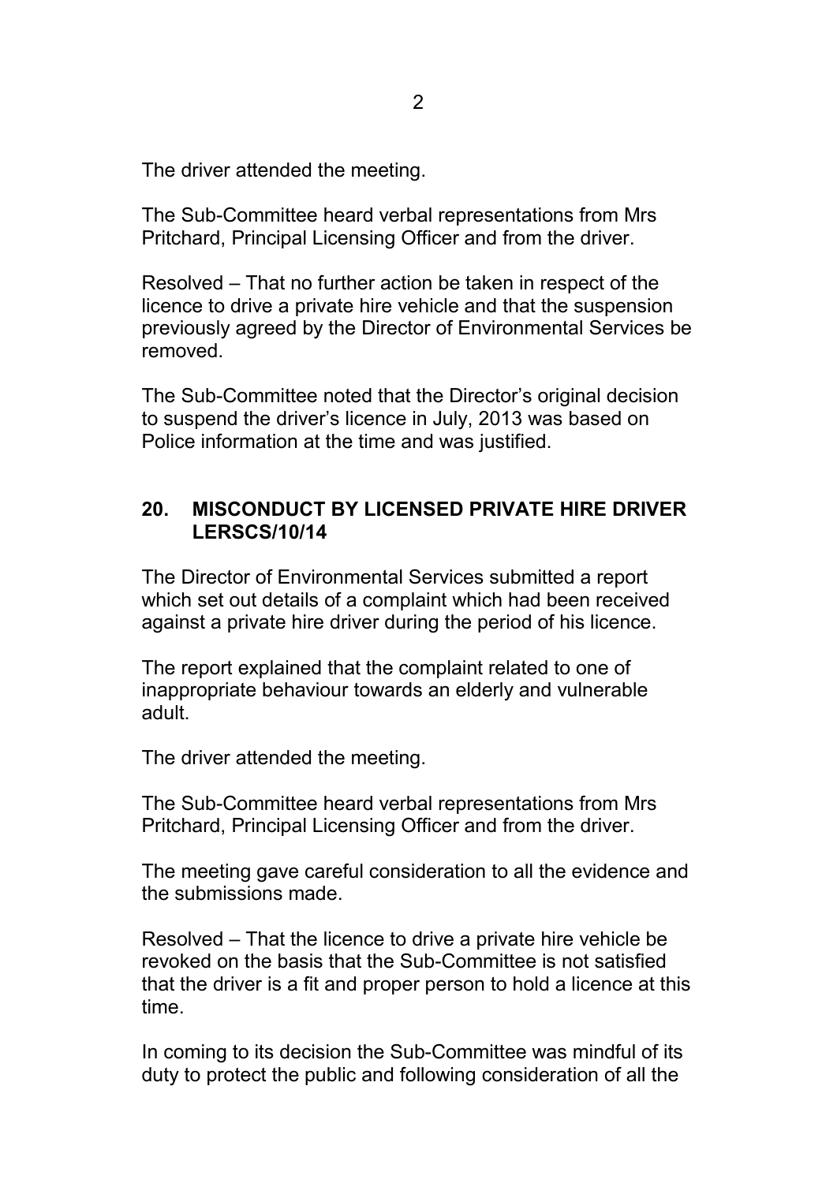The driver attended the meeting.

The Sub-Committee heard verbal representations from Mrs Pritchard, Principal Licensing Officer and from the driver.

Resolved – That no further action be taken in respect of the licence to drive a private hire vehicle and that the suspension previously agreed by the Director of Environmental Services be removed.

The Sub-Committee noted that the Director's original decision to suspend the driver's licence in July, 2013 was based on Police information at the time and was justified.

## 20. MISCONDUCT BY LICENSED PRIVATE HIRE DRIVER LERSCS/10/14

The Director of Environmental Services submitted a report which set out details of a complaint which had been received against a private hire driver during the period of his licence.

The report explained that the complaint related to one of inappropriate behaviour towards an elderly and vulnerable adult.

The driver attended the meeting.

The Sub-Committee heard verbal representations from Mrs Pritchard, Principal Licensing Officer and from the driver.

The meeting gave careful consideration to all the evidence and the submissions made.

Resolved – That the licence to drive a private hire vehicle be revoked on the basis that the Sub-Committee is not satisfied that the driver is a fit and proper person to hold a licence at this time.

In coming to its decision the Sub-Committee was mindful of its duty to protect the public and following consideration of all the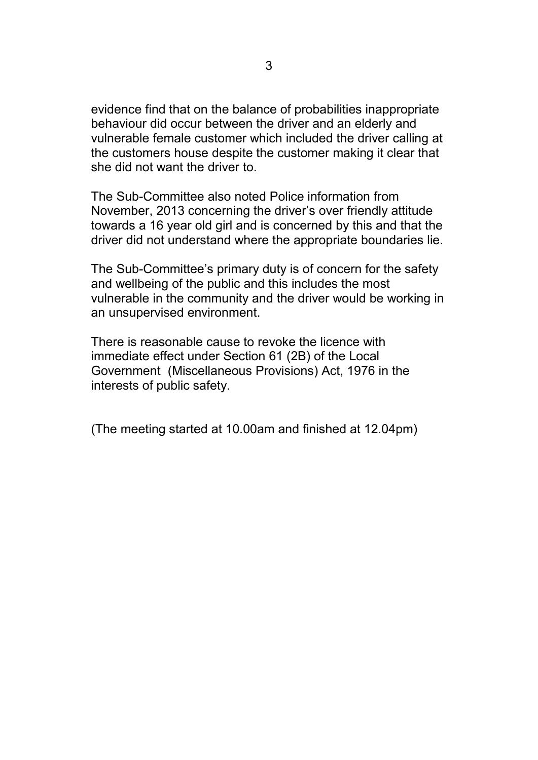evidence find that on the balance of probabilities inappropriate behaviour did occur between the driver and an elderly and vulnerable female customer which included the driver calling at the customers house despite the customer making it clear that she did not want the driver to.

The Sub-Committee also noted Police information from November, 2013 concerning the driver's over friendly attitude towards a 16 year old girl and is concerned by this and that the driver did not understand where the appropriate boundaries lie.

The Sub-Committee's primary duty is of concern for the safety and wellbeing of the public and this includes the most vulnerable in the community and the driver would be working in an unsupervised environment.

There is reasonable cause to revoke the licence with immediate effect under Section 61 (2B) of the Local Government (Miscellaneous Provisions) Act, 1976 in the interests of public safety.

(The meeting started at 10.00am and finished at 12.04pm)